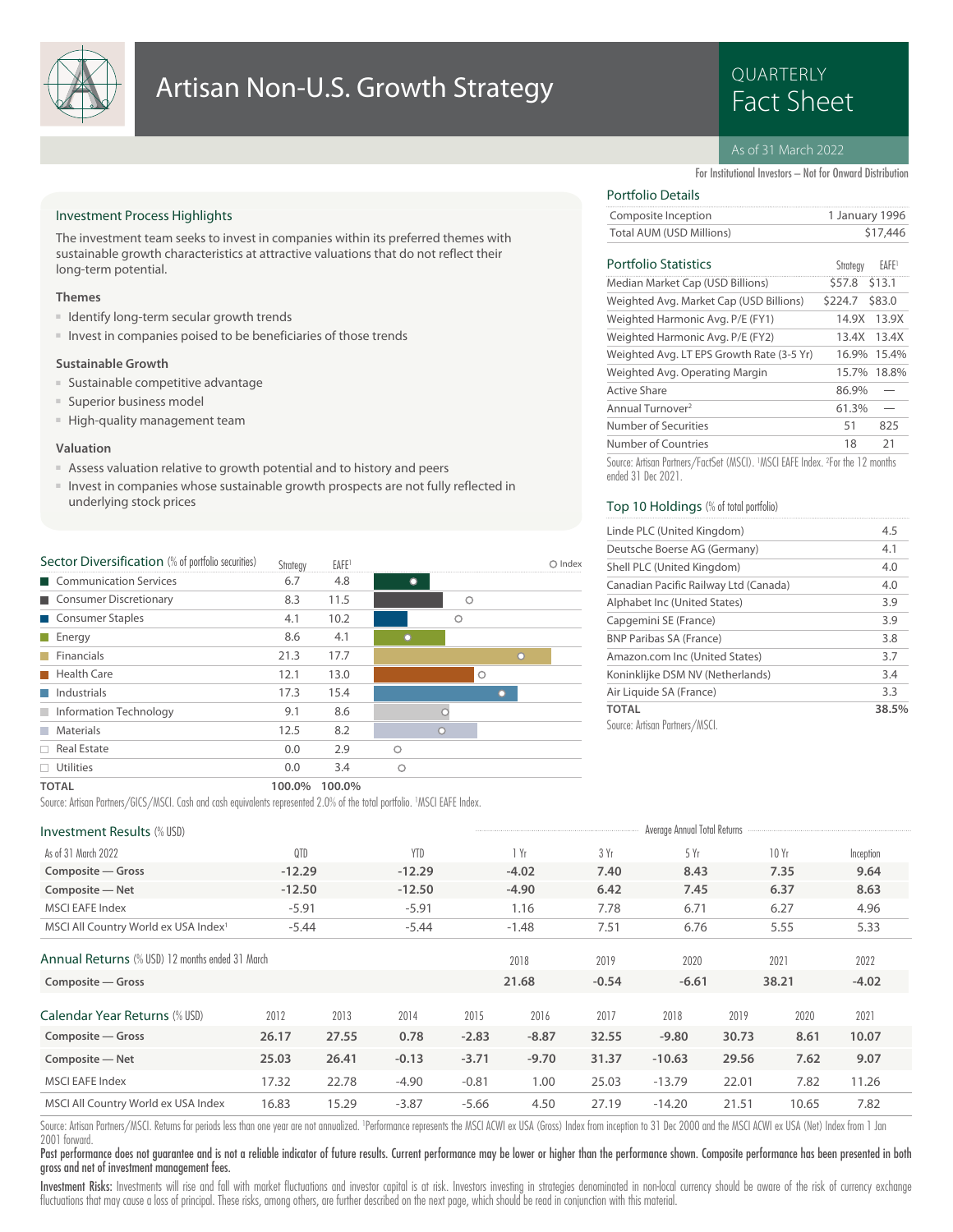# Artisan Non-U.S. Growth Strategy

QUARTERLY
Fact Sheet

As of 31 March 2022

For Institutional Investors – Not for Onward Distribution

## Investment Process Highlights

The investment team seeks to invest in companies within its preferred themes with sustainable growth characteristics at attractive valuations that do not reflect their long-term potential.

### Themes

- Identify long-term secular growth trends
- Invest in companies poised to be beneficiaries of those trends

### Sustainable Growth

- Sustainable competitive advantage
- Superior business model
- High-quality management team

### Valuation

- Assess valuation relative to growth potential and to history and peers
- Invest in companies whose sustainable growth prospects are not fully reflected in underlying stock prices

## Portfolio Details

| | |
|---|---|
| Composite Inception | 1 January 1996 |
| Total AUM (USD Millions) | $17,446 |

## Portfolio Statistics

| | Strategy | EAFE[1] |
|---|---|---|
| Median Market Cap (USD Billions) | $57.8 | $13.1 |
| Weighted Avg. Market Cap (USD Billions) | $224.7 | $83.0 |
| Weighted Harmonic Avg. P/E (FY1) | 14.9X | 13.9X |
| Weighted Harmonic Avg. P/E (FY2) | 13.4X | 13.4X |
| Weighted Avg. LT EPS Growth Rate (3-5 Yr) | 16.9% | 15.4% |
| Weighted Avg. Operating Margin | 15.7% | 18.8% |
| Active Share | 86.9% | — |
| Annual Turnover[2] | 61.3% | — |
| Number of Securities | 51 | 825 |
| Number of Countries | 18 | 21 |

Source: Artisan Partners/FactSet (MSCI). [1]MSCI EAFE Index. [2]For the 12 months ended 31 Dec 2021.

## Top 10 Holdings (% of total portfolio)

| | |
|---|---|
| Linde PLC (United Kingdom) | 4.5 |
| Deutsche Boerse AG (Germany) | 4.1 |
| Shell PLC (United Kingdom) | 4.0 |
| Canadian Pacific Railway Ltd (Canada) | 4.0 |
| Alphabet Inc (United States) | 3.9 |
| Capgemini SE (France) | 3.9 |
| BNP Paribas SA (France) | 3.8 |
| Amazon.com Inc (United States) | 3.7 |
| Koninklijke DSM NV (Netherlands) | 3.4 |
| Air Liquide SA (France) | 3.3 |
| **TOTAL** | **38.5%** |

Source: Artisan Partners/MSCI.

## Sector Diversification (% of portfolio securities)

| | Strategy | EAFE[1] |
|---|---|---|
| Communication Services | 6.7 | 4.8 |
| Consumer Discretionary | 8.3 | 11.5 |
| Consumer Staples | 4.1 | 10.2 |
| Energy | 8.6 | 4.1 |
| Financials | 21.3 | 17.7 |
| Health Care | 12.1 | 13.0 |
| Industrials | 17.3 | 15.4 |
| Information Technology | 9.1 | 8.6 |
| Materials | 12.5 | 8.2 |
| Real Estate | 0.0 | 2.9 |
| Utilities | 0.0 | 3.4 |
| **TOTAL** | **100.0%** | **100.0%** |

○ Index

Source: Artisan Partners/GICS/MSCI. Cash and cash equivalents represented 2.0% of the total portfolio. [1]MSCI EAFE Index.

## Investment Results (% USD)

| | | | Average Annual Total Returns | | | | |
|---|---|---|---|---|---|---|---|
| As of 31 March 2022 | QTD | YTD | 1 Yr | 3 Yr | 5 Yr | 10 Yr | Inception |
| **Composite — Gross** | **-12.29** | **-12.29** | **-4.02** | **7.40** | **8.43** | **7.35** | **9.64** |
| **Composite — Net** | **-12.50** | **-12.50** | **-4.90** | **6.42** | **7.45** | **6.37** | **8.63** |
| MSCI EAFE Index | -5.91 | -5.91 | 1.16 | 7.78 | 6.71 | 6.27 | 4.96 |
| MSCI All Country World ex USA Index[1] | -5.44 | -5.44 | -1.48 | 7.51 | 6.76 | 5.55 | 5.33 |

## Annual Returns (% USD) 12 months ended 31 March

| | 2018 | 2019 | 2020 | 2021 | 2022 |
|---|---|---|---|---|---|
| **Composite — Gross** | **21.68** | **-0.54** | **-6.61** | **38.21** | **-4.02** |

## Calendar Year Returns (% USD)

| | 2012 | 2013 | 2014 | 2015 | 2016 | 2017 | 2018 | 2019 | 2020 | 2021 |
|---|---|---|---|---|---|---|---|---|---|---|
| **Composite — Gross** | **26.17** | **27.55** | **0.78** | **-2.83** | **-8.87** | **32.55** | **-9.80** | **30.73** | **8.61** | **10.07** |
| **Composite — Net** | **25.03** | **26.41** | **-0.13** | **-3.71** | **-9.70** | **31.37** | **-10.63** | **29.56** | **7.62** | **9.07** |
| MSCI EAFE Index | 17.32 | 22.78 | -4.90 | -0.81 | 1.00 | 25.03 | -13.79 | 22.01 | 7.82 | 11.26 |
| MSCI All Country World ex USA Index | 16.83 | 15.29 | -3.87 | -5.66 | 4.50 | 27.19 | -14.20 | 21.51 | 10.65 | 7.82 |

Source: Artisan Partners/MSCI. Returns for periods less than one year are not annualized. [1]Performance represents the MSCI ACWI ex USA (Gross) Index from inception to 31 Dec 2000 and the MSCI ACWI ex USA (Net) Index from 1 Jan 2001 forward.

**Past performance does not guarantee and is not a reliable indicator of future results. Current performance may be lower or higher than the performance shown. Composite performance has been presented in both gross and net of investment management fees.**

**Investment Risks:** Investments will rise and fall with market fluctuations and investor capital is at risk. Investors investing in strategies denominated in non-local currency should be aware of the risk of currency exchange fluctuations that may cause a loss of principal. These risks, among others, are further described on the next page, which should be read in conjunction with this material.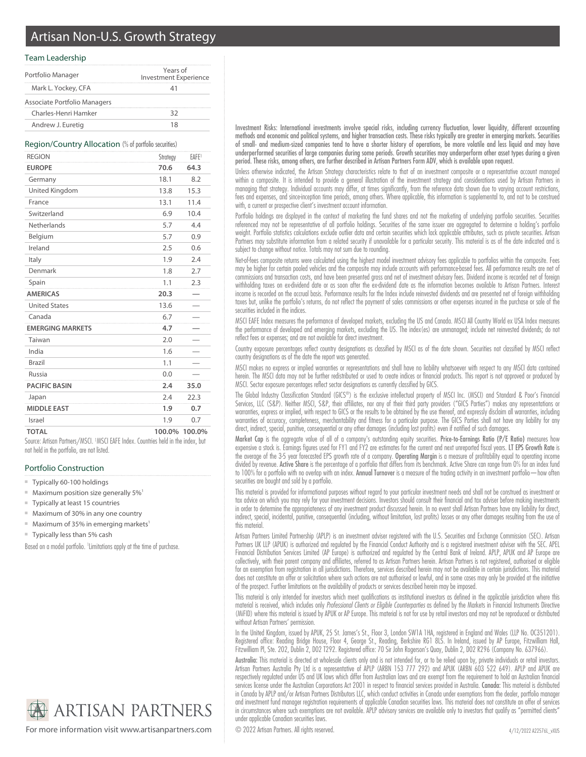# Artisan Non-U.S. Growth Strategy

## Team Leadership

| Portfolio Manager | Years of Investment Experience |
|---|---|
| Mark L. Yockey, CFA | 41 |
| **Associate Portfolio Managers** | |
| Charles-Henri Hamker | 32 |
| Andrew J. Euretig | 18 |

## Region/Country Allocation (% of portfolio securities)

| REGION | Strategy | EAFE[1] |
|---|---|---|
| **EUROPE** | **70.6** | **64.3** |
| Germany | 18.1 | 8.2 |
| United Kingdom | 13.8 | 15.3 |
| France | 13.1 | 11.4 |
| Switzerland | 6.9 | 10.4 |
| Netherlands | 5.7 | 4.4 |
| Belgium | 5.7 | 0.9 |
| Ireland | 2.5 | 0.6 |
| Italy | 1.9 | 2.4 |
| Denmark | 1.8 | 2.7 |
| Spain | 1.1 | 2.3 |
| **AMERICAS** | **20.3** | — |
| United States | 13.6 | — |
| Canada | 6.7 | — |
| **EMERGING MARKETS** | **4.7** | — |
| Taiwan | 2.0 | — |
| India | 1.6 | — |
| Brazil | 1.1 | — |
| Russia | 0.0 | — |
| **PACIFIC BASIN** | **2.4** | **35.0** |
| Japan | 2.4 | 22.3 |
| **MIDDLE EAST** | **1.9** | **0.7** |
| Israel | 1.9 | 0.7 |
| **TOTAL** | **100.0%** | **100.0%** |

Source: Artisan Partners/MSCI. [1]MSCI EAFE Index. Countries held in the index, but not held in the portfolio, are not listed.

## Portfolio Construction

- Typically 60-100 holdings
- Maximum position size generally 5%[1]
- Typically at least 15 countries
- Maximum of 30% in any one country
- Maximum of 35% in emerging markets[1]
- Typically less than 5% cash

Based on a model portfolio. [1]Limitations apply at the time of purchase.

Investment Risks: International investments involve special risks, including currency fluctuation, lower liquidity, different accounting methods and economic and political systems, and higher transaction costs. These risks typically are greater in emerging markets. Securities of small- and medium-sized companies tend to have a shorter history of operations, be more volatile and less liquid and may have underperformed securities of large companies during some periods. Growth securities may underperform other asset types during a given period. These risks, among others, are further described in Artisan Partners Form ADV, which is available upon request.

Unless otherwise indicated, the Artisan Strategy characteristics relate to that of an investment composite or a representative account managed within a composite. It is intended to provide a general illustration of the investment strategy and considerations used by Artisan Partners in managing that strategy. Individual accounts may differ, at times significantly, from the reference data shown due to varying account restrictions, fees and expenses, and since-inception time periods, among others. Where applicable, this information is supplemental to, and not to be construed with, a current or prospective client's investment account information.

Portfolio holdings are displayed in the context of marketing the fund shares and not the marketing of underlying portfolio securities. Securities referenced may not be representative of all portfolio holdings. Securities of the same issuer are aggregated to determine a holding's portfolio weight. Portfolio statistics calculations exclude outlier data and certain securities which lack applicable attributes, such as private securities. Artisan Partners may substitute information from a related security if unavailable for a particular security. This material is as of the date indicated and is subject to change without notice. Totals may not sum due to rounding.

Net-of-fees composite returns were calculated using the highest model investment advisory fees applicable to portfolios within the composite. Fees may be higher for certain pooled vehicles and the composite may include accounts with performance-based fees. All performance results are net of commissions and transaction costs, and have been presented gross and net of investment advisory fees. Dividend income is recorded net of foreign withholding taxes on ex-dividend date or as soon after the ex-dividend date as the information becomes available to Artisan Partners. Interest income is recorded on the accrual basis. Performance results for the Index include reinvested dividends and are presented net of foreign withholding taxes but, unlike the portfolio's returns, do not reflect the payment of sales commissions or other expenses incurred in the purchase or sale of the securities included in the indices.

MSCI EAFE Index measures the performance of developed markets, excluding the US and Canada. MSCI All Country World ex USA Index measures the performance of developed and emerging markets, excluding the US. The index(es) are unmanaged; include net reinvested dividends; do not reflect fees or expenses; and are not available for direct investment.

Country exposure percentages reflect country designations as classified by MSCI as of the date shown. Securities not classified by MSCI reflect country designations as of the date the report was generated.

MSCI makes no express or implied warranties or representations and shall have no liability whatsoever with respect to any MSCI data contained herein. The MSCI data may not be further redistributed or used to create indices or financial products. This report is not approved or produced by MSCI. Sector exposure percentages reflect sector designations as currently classified by GICS.

The Global Industry Classification Standard (GICS®) is the exclusive intellectual property of MSCI Inc. (MSCI) and Standard & Poor's Financial Services, LLC (S&P). Neither MSCI, S&P, their affiliates, nor any of their third party providers ("GICS Parties") makes any representations or warranties, express or implied, with respect to GICS or the results to be obtained by the use thereof, and expressly disclaim all warranties, including warranties of accuracy, completeness, merchantability and fitness for a particular purpose. The GICS Parties shall not have any liability for any direct, indirect, special, punitive, consequential or any other damages (including lost profits) even if notified of such damages.

**Market Cap** is the aggregate value of all of a company's outstanding equity securities. **Price-to-Earnings Ratio (P/E Ratio)** measures how expensive a stock is. Earnings figures used for FY1 and FY2 are estimates for the current and next unreported fiscal years. **LT EPS Growth Rate** is the average of the 3-5 year forecasted EPS growth rate of a company. **Operating Margin** is a measure of profitability equal to operating income divided by revenue. **Active Share** is the percentage of a portfolio that differs from its benchmark. Active Share can range from 0% for an index fund to 100% for a portfolio with no overlap with an index. **Annual Turnover** is a measure of the trading activity in an investment portfolio—how often securities are bought and sold by a portfolio.

This material is provided for informational purposes without regard to your particular investment needs and shall not be construed as investment or tax advice on which you may rely for your investment decisions. Investors should consult their financial and tax adviser before making investments in order to determine the appropriateness of any investment product discussed herein. In no event shall Artisan Partners have any liability for direct, indirect, special, incidental, punitive, consequential (including, without limitation, lost profits) losses or any other damages resulting from the use of this material.

Artisan Partners Limited Partnership (APLP) is an investment adviser registered with the U.S. Securities and Exchange Commission (SEC). Artisan Partners UK LLP (APUK) is authorized and regulated by the Financial Conduct Authority and is a registered investment adviser with the SEC. APEL Financial Distribution Services Limited (AP Europe) is authorized and regulated by the Central Bank of Ireland. APLP, APUK and AP Europe are collectively, with their parent company and affiliates, referred to as Artisan Partners herein. Artisan Partners is not registered, authorised or eligible for an exemption from registration in all jurisdictions. Therefore, services described herein may not be available in certain jurisdictions. This material does not constitute an offer or solicitation where such actions are not authorised or lawful, and in some cases may only be provided at the initiative of the prospect. Further limitations on the availability of products or services described herein may be imposed.

This material is only intended for investors which meet qualifications as institutional investors as defined in the applicable jurisdiction where this material is received, which includes only *Professional Clients or Eligible Counterparties* as defined by the Markets in Financial Instruments Directive (MiFID) where this material is issued by APUK or AP Europe. This material is not for use by retail investors and may not be reproduced or distributed without Artisan Partners' permission.

In the United Kingdom, issued by APUK, 25 St. James's St., Floor 3, London SW1A 1HA, registered in England and Wales (LLP No. OC351201). Registered office: Reading Bridge House, Floor 4, George St., Reading, Berkshire RG1 8LS. In Ireland, issued by AP Europe, Fitzwilliam Hall, Fitzwilliam Pl, Ste. 202, Dublin 2, D02 T292. Registered office: 70 Sir John Rogerson's Quay, Dublin 2, D02 R296 (Company No. 637966).

**Australia:** This material is directed at wholesale clients only and is not intended for, or to be relied upon by, private individuals or retail investors. Artisan Partners Australia Pty Ltd is a representative of APLP (ARBN 153 777 292) and APUK (ARBN 603 522 649). APLP and APUK are respectively regulated under US and UK laws which differ from Australian laws and are exempt from the requirement to hold an Australian financial services license under the Australian Corporations Act 2001 in respect to financial services provided in Australia. **Canada:** This material is distributed in Canada by APLP and/or Artisan Partners Distributors LLC, which conduct activities in Canada under exemptions from the dealer, portfolio manager and investment fund manager registration requirements of applicable Canadian securities laws. This material does not constitute an offer of services in circumstances where such exemptions are not available. APLP advisory services are available only to investors that qualify as "permitted clients" under applicable Canadian securities laws.

ARTISAN PARTNERS

For more information visit www.artisanpartners.com

© 2022 Artisan Partners. All rights reserved.

4/12/2022 A22576L_vXUS